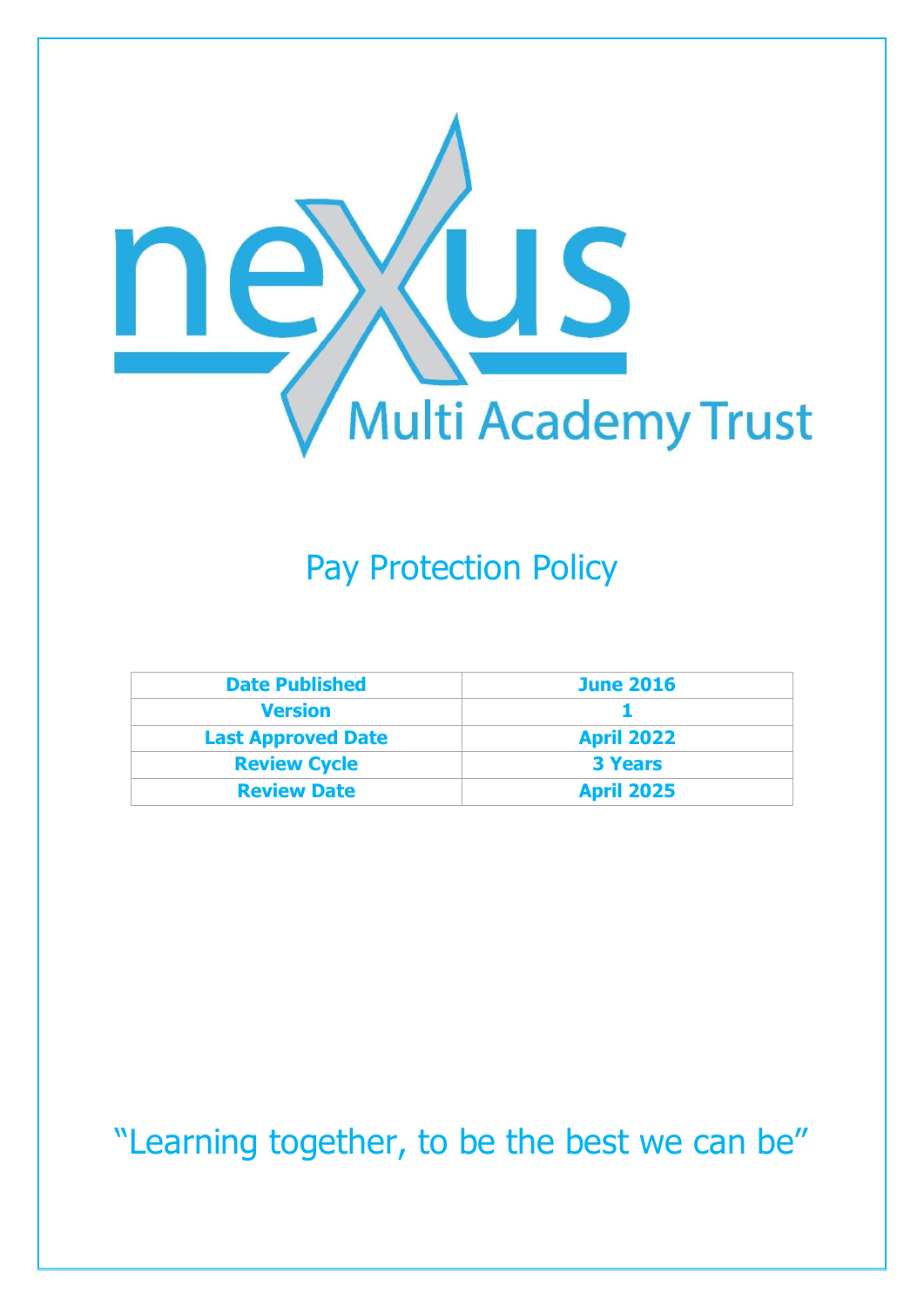nexus

Multi Academy Trust

# Pay Protection Policy

| Date Published | June 2016 |
| --- | --- |
| Version | 1 |
| Last Approved Date | April 2022 |
| Review Cycle | 3 Years |
| Review Date | April 2025 |

"Learning together, to be the best we can be"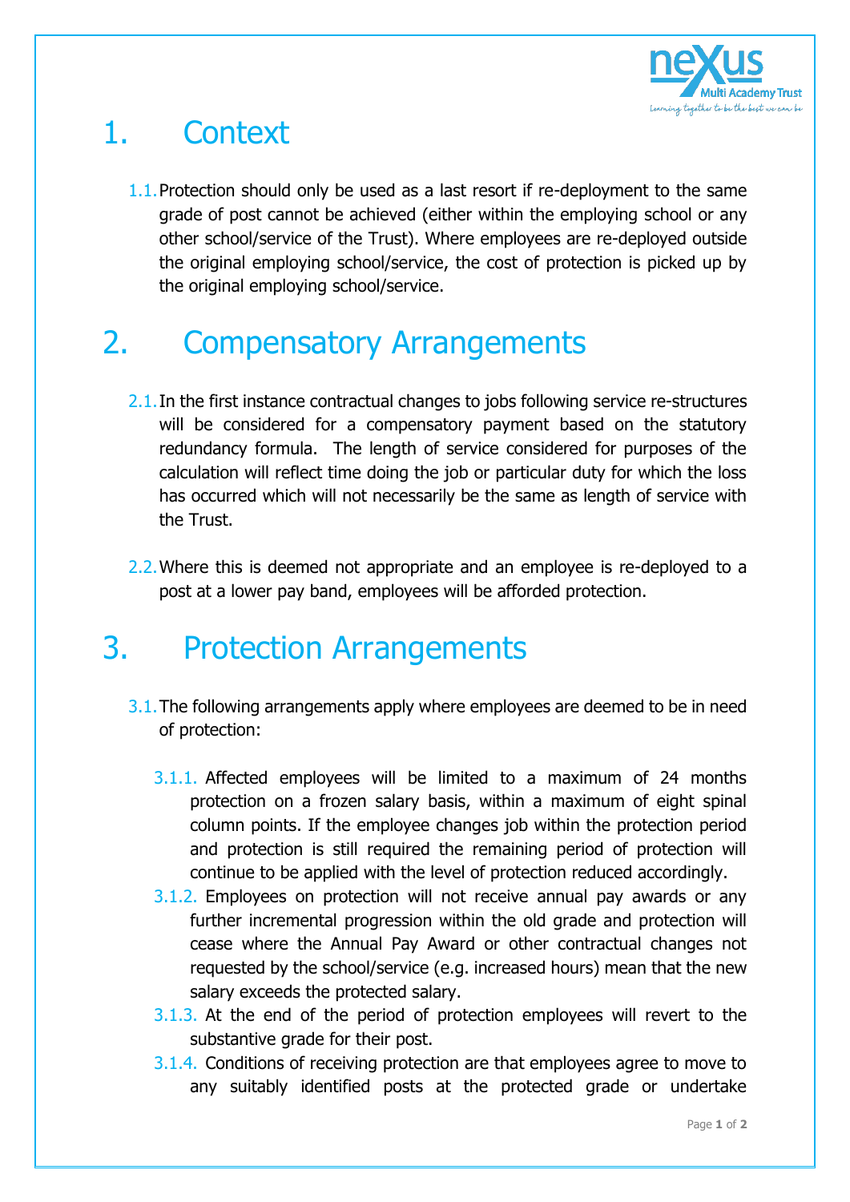# 1. Context

1.1. Protection should only be used as a last resort if re-deployment to the same grade of post cannot be achieved (either within the employing school or any other school/service of the Trust). Where employees are re-deployed outside the original employing school/service, the cost of protection is picked up by the original employing school/service.

# 2. Compensatory Arrangements

2.1. In the first instance contractual changes to jobs following service re-structures will be considered for a compensatory payment based on the statutory redundancy formula. The length of service considered for purposes of the calculation will reflect time doing the job or particular duty for which the loss has occurred which will not necessarily be the same as length of service with the Trust.

2.2. Where this is deemed not appropriate and an employee is re-deployed to a post at a lower pay band, employees will be afforded protection.

# 3. Protection Arrangements

3.1. The following arrangements apply where employees are deemed to be in need of protection:

3.1.1. Affected employees will be limited to a maximum of 24 months protection on a frozen salary basis, within a maximum of eight spinal column points. If the employee changes job within the protection period and protection is still required the remaining period of protection will continue to be applied with the level of protection reduced accordingly.

3.1.2. Employees on protection will not receive annual pay awards or any further incremental progression within the old grade and protection will cease where the Annual Pay Award or other contractual changes not requested by the school/service (e.g. increased hours) mean that the new salary exceeds the protected salary.

3.1.3. At the end of the period of protection employees will revert to the substantive grade for their post.

3.1.4. Conditions of receiving protection are that employees agree to move to any suitably identified posts at the protected grade or undertake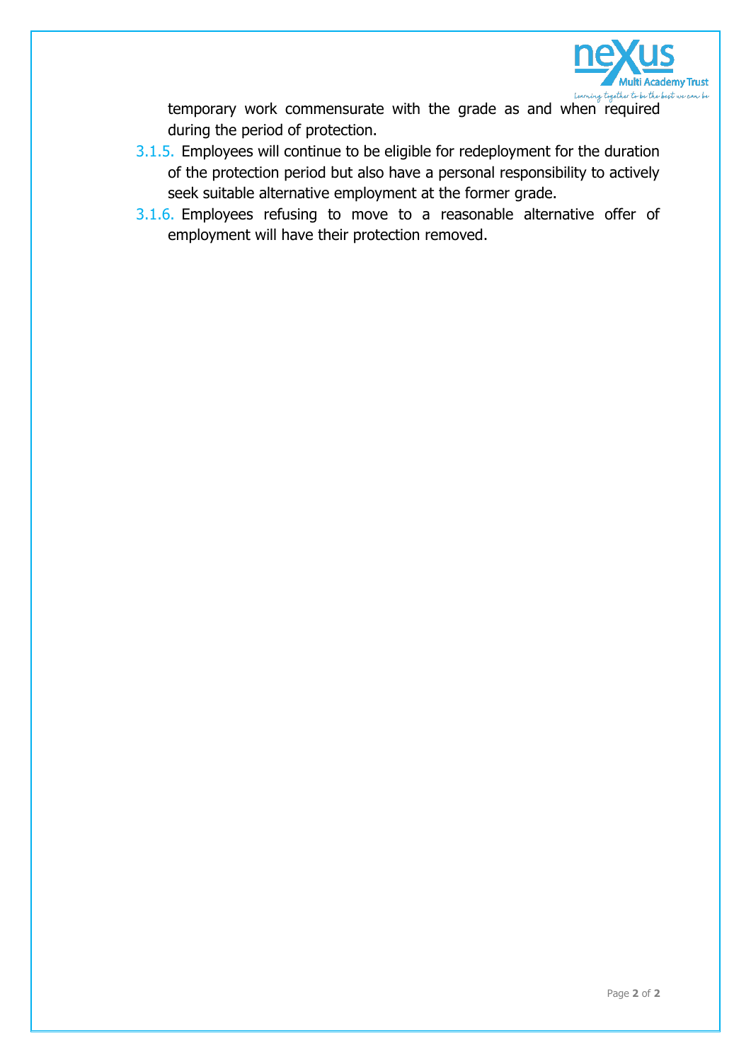temporary work commensurate with the grade as and when required during the period of protection.

3.1.5. Employees will continue to be eligible for redeployment for the duration of the protection period but also have a personal responsibility to actively seek suitable alternative employment at the former grade.

3.1.6. Employees refusing to move to a reasonable alternative offer of employment will have their protection removed.